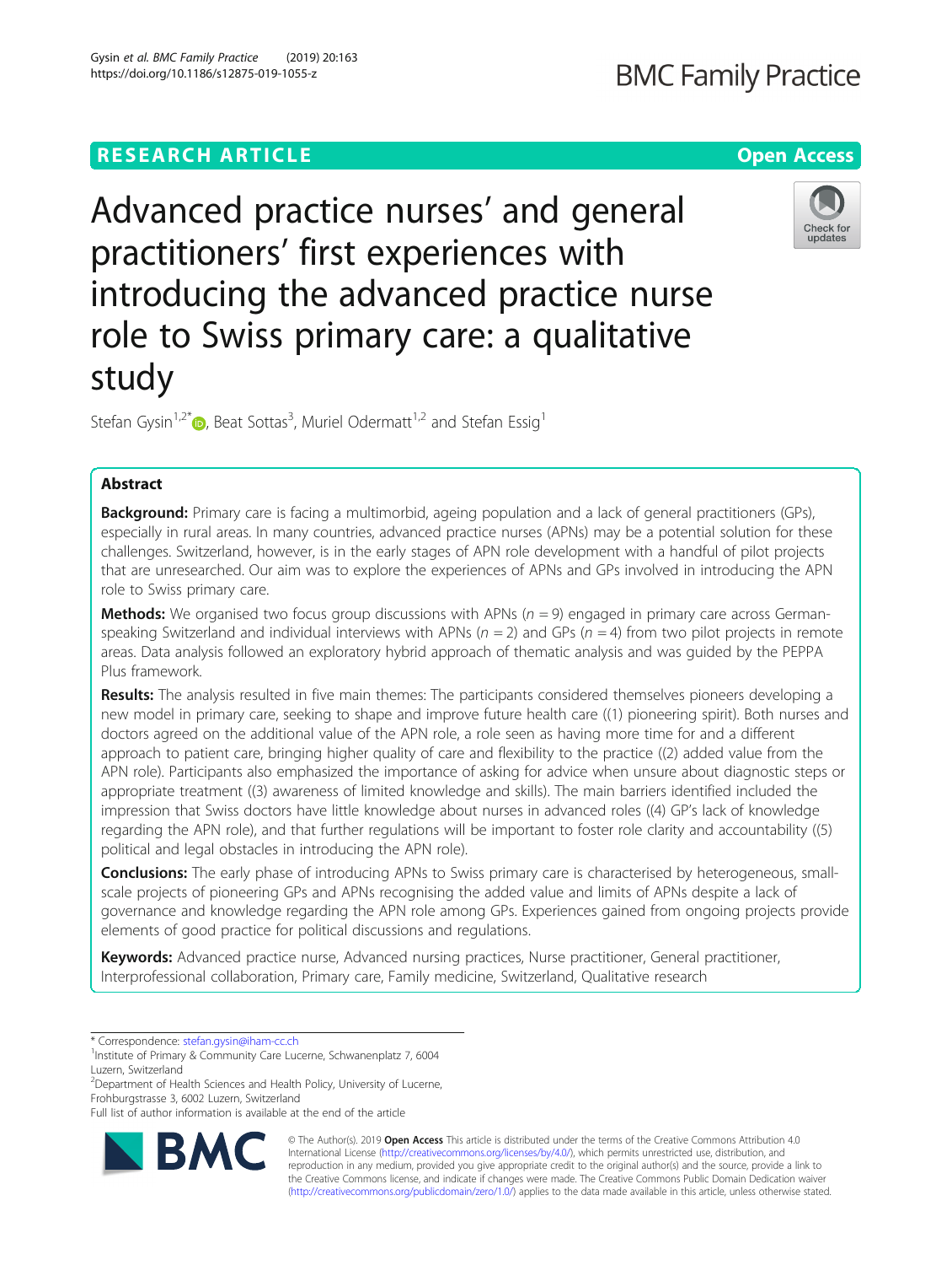RESEARCH ARTICLE

Open Access

# Advanced practice nurses' and general practitioners' first experiences with introducing the advanced practice nurse role to Swiss primary care: a qualitative study

Stefan Gysin[1,2*], Beat Sottas[3], Muriel Odermatt[1,2] and Stefan Essig[1]

## Abstract

**Background:** Primary care is facing a multimorbid, ageing population and a lack of general practitioners (GPs), especially in rural areas. In many countries, advanced practice nurses (APNs) may be a potential solution for these challenges. Switzerland, however, is in the early stages of APN role development with a handful of pilot projects that are unresearched. Our aim was to explore the experiences of APNs and GPs involved in introducing the APN role to Swiss primary care.

**Methods:** We organised two focus group discussions with APNs ($n = 9$) engaged in primary care across German-speaking Switzerland and individual interviews with APNs ($n = 2$) and GPs ($n = 4$) from two pilot projects in remote areas. Data analysis followed an exploratory hybrid approach of thematic analysis and was guided by the PEPPA Plus framework.

**Results:** The analysis resulted in five main themes: The participants considered themselves pioneers developing a new model in primary care, seeking to shape and improve future health care ((1) pioneering spirit). Both nurses and doctors agreed on the additional value of the APN role, a role seen as having more time for and a different approach to patient care, bringing higher quality of care and flexibility to the practice ((2) added value from the APN role). Participants also emphasized the importance of asking for advice when unsure about diagnostic steps or appropriate treatment ((3) awareness of limited knowledge and skills). The main barriers identified included the impression that Swiss doctors have little knowledge about nurses in advanced roles ((4) GP's lack of knowledge regarding the APN role), and that further regulations will be important to foster role clarity and accountability ((5) political and legal obstacles in introducing the APN role).

**Conclusions:** The early phase of introducing APNs to Swiss primary care is characterised by heterogeneous, small-scale projects of pioneering GPs and APNs recognising the added value and limits of APNs despite a lack of governance and knowledge regarding the APN role among GPs. Experiences gained from ongoing projects provide elements of good practice for political discussions and regulations.

**Keywords:** Advanced practice nurse, Advanced nursing practices, Nurse practitioner, General practitioner, Interprofessional collaboration, Primary care, Family medicine, Switzerland, Qualitative research

---

\* Correspondence: stefan.gysin@iham-cc.ch
[1]Institute of Primary & Community Care Lucerne, Schwanenplatz 7, 6004 Luzern, Switzerland
[2]Department of Health Sciences and Health Policy, University of Lucerne, Frohburgstrasse 3, 6002 Luzern, Switzerland
Full list of author information is available at the end of the article

© The Author(s). 2019 **Open Access** This article is distributed under the terms of the Creative Commons Attribution 4.0 International License (http://creativecommons.org/licenses/by/4.0/), which permits unrestricted use, distribution, and reproduction in any medium, provided you give appropriate credit to the original author(s) and the source, provide a link to the Creative Commons license, and indicate if changes were made. The Creative Commons Public Domain Dedication waiver (http://creativecommons.org/publicdomain/zero/1.0/) applies to the data made available in this article, unless otherwise stated.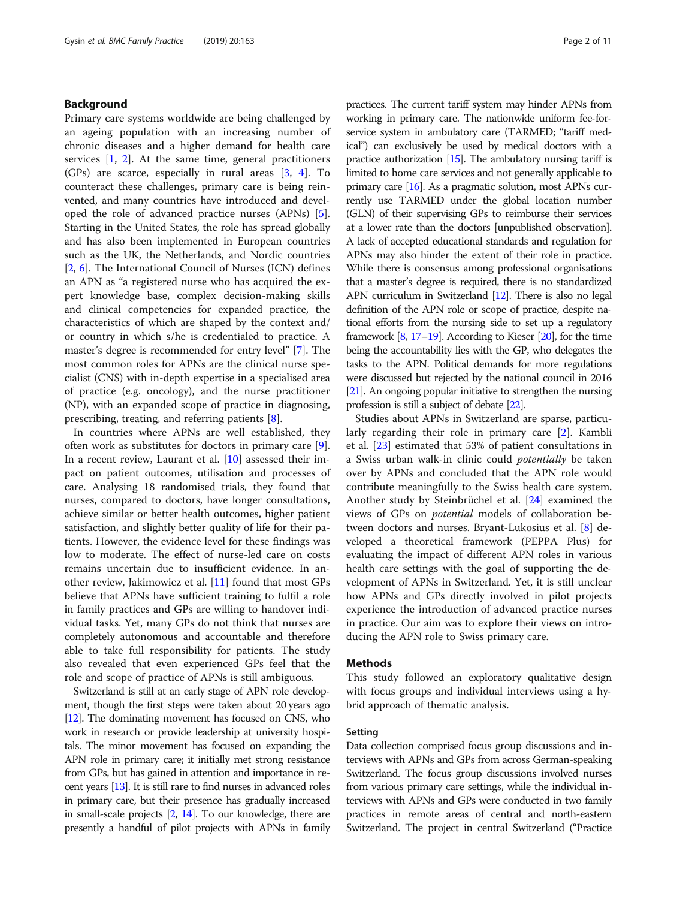## Background

Primary care systems worldwide are being challenged by an ageing population with an increasing number of chronic diseases and a higher demand for health care services [1, 2]. At the same time, general practitioners (GPs) are scarce, especially in rural areas [3, 4]. To counteract these challenges, primary care is being reinvented, and many countries have introduced and developed the role of advanced practice nurses (APNs) [5]. Starting in the United States, the role has spread globally and has also been implemented in European countries such as the UK, the Netherlands, and Nordic countries [2, 6]. The International Council of Nurses (ICN) defines an APN as "a registered nurse who has acquired the expert knowledge base, complex decision-making skills and clinical competencies for expanded practice, the characteristics of which are shaped by the context and/or country in which s/he is credentialed to practice. A master's degree is recommended for entry level" [7]. The most common roles for APNs are the clinical nurse specialist (CNS) with in-depth expertise in a specialised area of practice (e.g. oncology), and the nurse practitioner (NP), with an expanded scope of practice in diagnosing, prescribing, treating, and referring patients [8].

In countries where APNs are well established, they often work as substitutes for doctors in primary care [9]. In a recent review, Laurant et al. [10] assessed their impact on patient outcomes, utilisation and processes of care. Analysing 18 randomised trials, they found that nurses, compared to doctors, have longer consultations, achieve similar or better health outcomes, higher patient satisfaction, and slightly better quality of life for their patients. However, the evidence level for these findings was low to moderate. The effect of nurse-led care on costs remains uncertain due to insufficient evidence. In another review, Jakimowicz et al. [11] found that most GPs believe that APNs have sufficient training to fulfil a role in family practices and GPs are willing to handover individual tasks. Yet, many GPs do not think that nurses are completely autonomous and accountable and therefore able to take full responsibility for patients. The study also revealed that even experienced GPs feel that the role and scope of practice of APNs is still ambiguous.

Switzerland is still at an early stage of APN role development, though the first steps were taken about 20 years ago [12]. The dominating movement has focused on CNS, who work in research or provide leadership at university hospitals. The minor movement has focused on expanding the APN role in primary care; it initially met strong resistance from GPs, but has gained in attention and importance in recent years [13]. It is still rare to find nurses in advanced roles in primary care, but their presence has gradually increased in small-scale projects [2, 14]. To our knowledge, there are presently a handful of pilot projects with APNs in family practices. The current tariff system may hinder APNs from working in primary care. The nationwide uniform fee-for-service system in ambulatory care (TARMED; "tariff medical") can exclusively be used by medical doctors with a practice authorization [15]. The ambulatory nursing tariff is limited to home care services and not generally applicable to primary care [16]. As a pragmatic solution, most APNs currently use TARMED under the global location number (GLN) of their supervising GPs to reimburse their services at a lower rate than the doctors [unpublished observation]. A lack of accepted educational standards and regulation for APNs may also hinder the extent of their role in practice. While there is consensus among professional organisations that a master's degree is required, there is no standardized APN curriculum in Switzerland [12]. There is also no legal definition of the APN role or scope of practice, despite national efforts from the nursing side to set up a regulatory framework [8, 17–19]. According to Kieser [20], for the time being the accountability lies with the GP, who delegates the tasks to the APN. Political demands for more regulations were discussed but rejected by the national council in 2016 [21]. An ongoing popular initiative to strengthen the nursing profession is still a subject of debate [22].

Studies about APNs in Switzerland are sparse, particularly regarding their role in primary care [2]. Kambli et al. [23] estimated that 53% of patient consultations in a Swiss urban walk-in clinic could *potentially* be taken over by APNs and concluded that the APN role would contribute meaningfully to the Swiss health care system. Another study by Steinbrüchel et al. [24] examined the views of GPs on *potential* models of collaboration between doctors and nurses. Bryant-Lukosius et al. [8] developed a theoretical framework (PEPPA Plus) for evaluating the impact of different APN roles in various health care settings with the goal of supporting the development of APNs in Switzerland. Yet, it is still unclear how APNs and GPs directly involved in pilot projects experience the introduction of advanced practice nurses in practice. Our aim was to explore their views on introducing the APN role to Swiss primary care.

## Methods

This study followed an exploratory qualitative design with focus groups and individual interviews using a hybrid approach of thematic analysis.

### Setting

Data collection comprised focus group discussions and interviews with APNs and GPs from across German-speaking Switzerland. The focus group discussions involved nurses from various primary care settings, while the individual interviews with APNs and GPs were conducted in two family practices in remote areas of central and north-eastern Switzerland. The project in central Switzerland ("Practice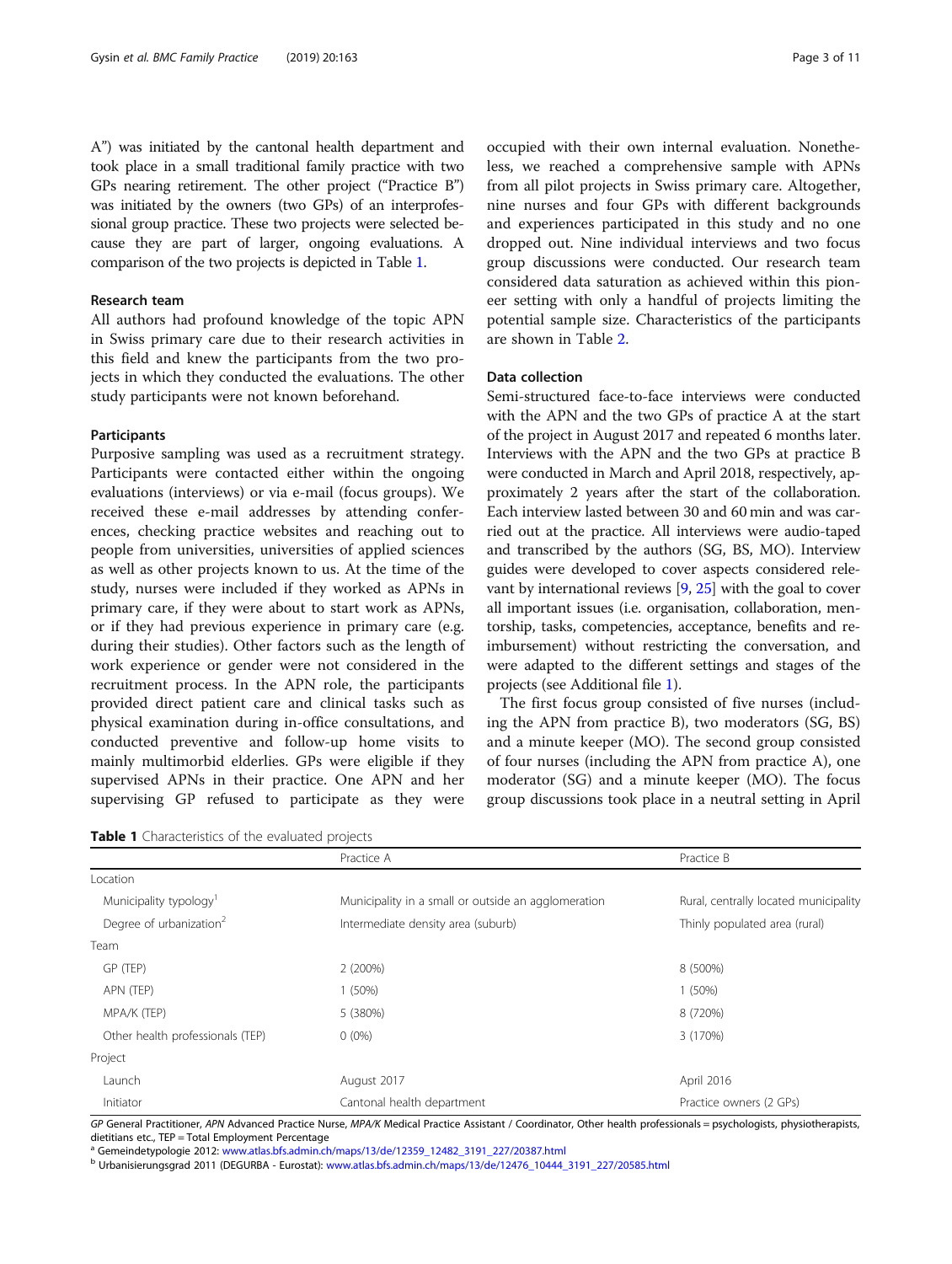A") was initiated by the cantonal health department and took place in a small traditional family practice with two GPs nearing retirement. The other project ("Practice B") was initiated by the owners (two GPs) of an interprofessional group practice. These two projects were selected because they are part of larger, ongoing evaluations. A comparison of the two projects is depicted in Table 1.

### Research team

All authors had profound knowledge of the topic APN in Swiss primary care due to their research activities in this field and knew the participants from the two projects in which they conducted the evaluations. The other study participants were not known beforehand.

### Participants

Purposive sampling was used as a recruitment strategy. Participants were contacted either within the ongoing evaluations (interviews) or via e-mail (focus groups). We received these e-mail addresses by attending conferences, checking practice websites and reaching out to people from universities, universities of applied sciences as well as other projects known to us. At the time of the study, nurses were included if they worked as APNs in primary care, if they were about to start work as APNs, or if they had previous experience in primary care (e.g. during their studies). Other factors such as the length of work experience or gender were not considered in the recruitment process. In the APN role, the participants provided direct patient care and clinical tasks such as physical examination during in-office consultations, and conducted preventive and follow-up home visits to mainly multimorbid elderlies. GPs were eligible if they supervised APNs in their practice. One APN and her supervising GP refused to participate as they were occupied with their own internal evaluation. Nonetheless, we reached a comprehensive sample with APNs from all pilot projects in Swiss primary care. Altogether, nine nurses and four GPs with different backgrounds and experiences participated in this study and no one dropped out. Nine individual interviews and two focus group discussions were conducted. Our research team considered data saturation as achieved within this pioneer setting with only a handful of projects limiting the potential sample size. Characteristics of the participants are shown in Table 2.

### Data collection

Semi-structured face-to-face interviews were conducted with the APN and the two GPs of practice A at the start of the project in August 2017 and repeated 6 months later. Interviews with the APN and the two GPs at practice B were conducted in March and April 2018, respectively, approximately 2 years after the start of the collaboration. Each interview lasted between 30 and 60 min and was carried out at the practice. All interviews were audio-taped and transcribed by the authors (SG, BS, MO). Interview guides were developed to cover aspects considered relevant by international reviews [9, 25] with the goal to cover all important issues (i.e. organisation, collaboration, mentorship, tasks, competencies, acceptance, benefits and reimbursement) without restricting the conversation, and were adapted to the different settings and stages of the projects (see Additional file 1).

The first focus group consisted of five nurses (including the APN from practice B), two moderators (SG, BS) and a minute keeper (MO). The second group consisted of four nurses (including the APN from practice A), one moderator (SG) and a minute keeper (MO). The focus group discussions took place in a neutral setting in April

**Table 1** Characteristics of the evaluated projects

| | Practice A | Practice B |
|---|---|---|
| Location | | |
| Municipality typology[1] | Municipality in a small or outside an agglomeration | Rural, centrally located municipality |
| Degree of urbanization[2] | Intermediate density area (suburb) | Thinly populated area (rural) |
| Team | | |
| GP (TEP) | 2 (200%) | 8 (500%) |
| APN (TEP) | 1 (50%) | 1 (50%) |
| MPA/K (TEP) | 5 (380%) | 8 (720%) |
| Other health professionals (TEP) | 0 (0%) | 3 (170%) |
| Project | | |
| Launch | August 2017 | April 2016 |
| Initiator | Cantonal health department | Practice owners (2 GPs) |

*GP* General Practitioner, *APN* Advanced Practice Nurse, *MPA/K* Medical Practice Assistant / Coordinator, Other health professionals = psychologists, physiotherapists, dietitians etc., TEP = Total Employment Percentage

[a] Gemeindetypologie 2012: www.atlas.bfs.admin.ch/maps/13/de/12359_12482_3191_227/20387.html

[b] Urbanisierungsgrad 2011 (DEGURBA - Eurostat): www.atlas.bfs.admin.ch/maps/13/de/12476_10444_3191_227/20585.html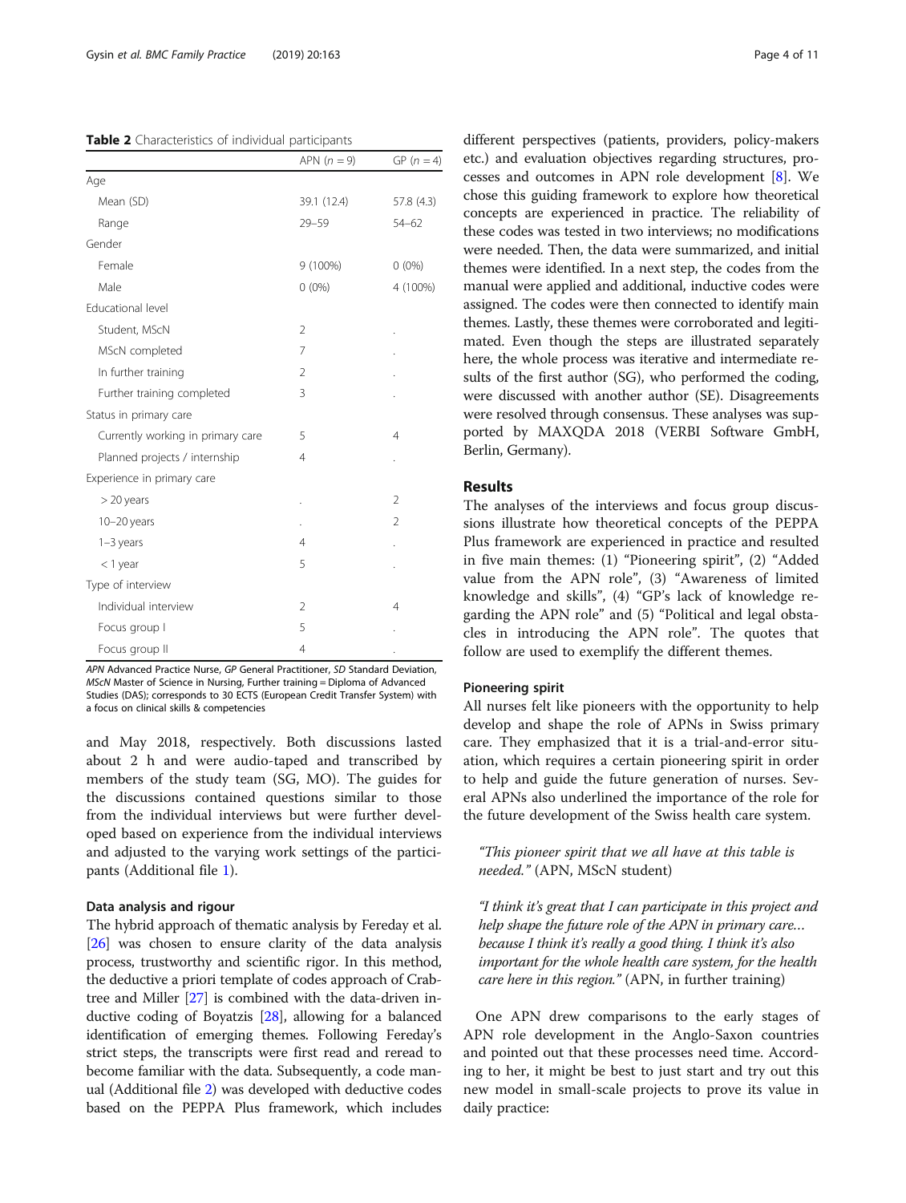**Table 2** Characteristics of individual participants

| | APN (*n* = 9) | GP (*n* = 4) |
|---|---|---|
| Age | | |
| Mean (SD) | 39.1 (12.4) | 57.8 (4.3) |
| Range | 29–59 | 54–62 |
| Gender | | |
| Female | 9 (100%) | 0 (0%) |
| Male | 0 (0%) | 4 (100%) |
| Educational level | | |
| Student, MScN | 2 | . |
| MScN completed | 7 | . |
| In further training | 2 | . |
| Further training completed | 3 | . |
| Status in primary care | | |
| Currently working in primary care | 5 | 4 |
| Planned projects / internship | 4 | . |
| Experience in primary care | | |
| > 20 years | . | 2 |
| 10–20 years | . | 2 |
| 1–3 years | 4 | . |
| < 1 year | 5 | . |
| Type of interview | | |
| Individual interview | 2 | 4 |
| Focus group I | 5 | . |
| Focus group II | 4 | . |

*APN* Advanced Practice Nurse, *GP* General Practitioner, *SD* Standard Deviation, *MScN* Master of Science in Nursing, Further training = Diploma of Advanced Studies (DAS); corresponds to 30 ECTS (European Credit Transfer System) with a focus on clinical skills & competencies

and May 2018, respectively. Both discussions lasted about 2 h and were audio-taped and transcribed by members of the study team (SG, MO). The guides for the discussions contained questions similar to those from the individual interviews but were further developed based on experience from the individual interviews and adjusted to the varying work settings of the participants (Additional file 1).

### Data analysis and rigour

The hybrid approach of thematic analysis by Fereday et al. [26] was chosen to ensure clarity of the data analysis process, trustworthy and scientific rigor. In this method, the deductive a priori template of codes approach of Crabtree and Miller [27] is combined with the data-driven inductive coding of Boyatzis [28], allowing for a balanced identification of emerging themes. Following Fereday's strict steps, the transcripts were first read and reread to become familiar with the data. Subsequently, a code manual (Additional file 2) was developed with deductive codes based on the PEPPA Plus framework, which includes different perspectives (patients, providers, policy-makers etc.) and evaluation objectives regarding structures, processes and outcomes in APN role development [8]. We chose this guiding framework to explore how theoretical concepts are experienced in practice. The reliability of these codes was tested in two interviews; no modifications were needed. Then, the data were summarized, and initial themes were identified. In a next step, the codes from the manual were applied and additional, inductive codes were assigned. The codes were then connected to identify main themes. Lastly, these themes were corroborated and legitimated. Even though the steps are illustrated separately here, the whole process was iterative and intermediate results of the first author (SG), who performed the coding, were discussed with another author (SE). Disagreements were resolved through consensus. These analyses was supported by MAXQDA 2018 (VERBI Software GmbH, Berlin, Germany).

## Results

The analyses of the interviews and focus group discussions illustrate how theoretical concepts of the PEPPA Plus framework are experienced in practice and resulted in five main themes: (1) "Pioneering spirit", (2) "Added value from the APN role", (3) "Awareness of limited knowledge and skills", (4) "GP's lack of knowledge regarding the APN role" and (5) "Political and legal obstacles in introducing the APN role". The quotes that follow are used to exemplify the different themes.

### Pioneering spirit

All nurses felt like pioneers with the opportunity to help develop and shape the role of APNs in Swiss primary care. They emphasized that it is a trial-and-error situation, which requires a certain pioneering spirit in order to help and guide the future generation of nurses. Several APNs also underlined the importance of the role for the future development of the Swiss health care system.

> *"This pioneer spirit that we all have at this table is needed."* (APN, MScN student)

> *"I think it's great that I can participate in this project and help shape the future role of the APN in primary care… because I think it's really a good thing. I think it's also important for the whole health care system, for the health care here in this region."* (APN, in further training)

One APN drew comparisons to the early stages of APN role development in the Anglo-Saxon countries and pointed out that these processes need time. According to her, it might be best to just start and try out this new model in small-scale projects to prove its value in daily practice: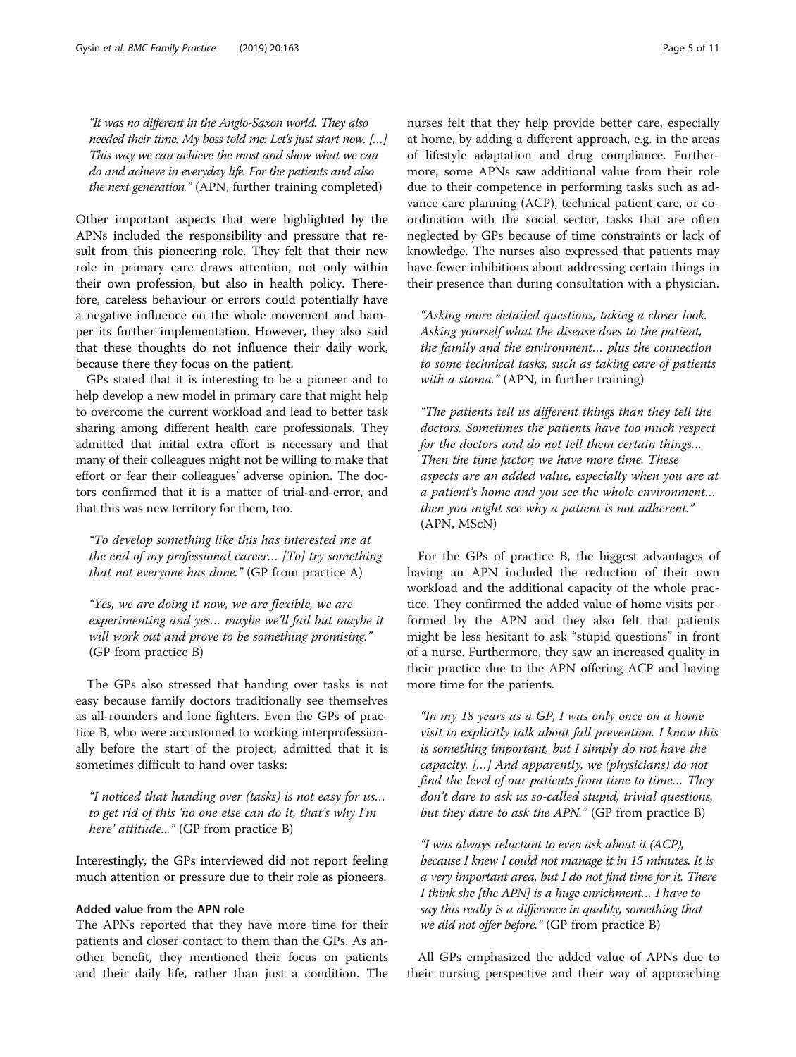*"It was no different in the Anglo-Saxon world. They also needed their time. My boss told me: Let's just start now. […] This way we can achieve the most and show what we can do and achieve in everyday life. For the patients and also the next generation."* (APN, further training completed)

Other important aspects that were highlighted by the APNs included the responsibility and pressure that result from this pioneering role. They felt that their new role in primary care draws attention, not only within their own profession, but also in health policy. Therefore, careless behaviour or errors could potentially have a negative influence on the whole movement and hamper its further implementation. However, they also said that these thoughts do not influence their daily work, because there they focus on the patient.

GPs stated that it is interesting to be a pioneer and to help develop a new model in primary care that might help to overcome the current workload and lead to better task sharing among different health care professionals. They admitted that initial extra effort is necessary and that many of their colleagues might not be willing to make that effort or fear their colleagues' adverse opinion. The doctors confirmed that it is a matter of trial-and-error, and that this was new territory for them, too.

*"To develop something like this has interested me at the end of my professional career… [To] try something that not everyone has done."* (GP from practice A)

*"Yes, we are doing it now, we are flexible, we are experimenting and yes… maybe we'll fail but maybe it will work out and prove to be something promising."* (GP from practice B)

The GPs also stressed that handing over tasks is not easy because family doctors traditionally see themselves as all-rounders and lone fighters. Even the GPs of practice B, who were accustomed to working interprofessionally before the start of the project, admitted that it is sometimes difficult to hand over tasks:

*"I noticed that handing over (tasks) is not easy for us… to get rid of this 'no one else can do it, that's why I'm here' attitude..."* (GP from practice B)

Interestingly, the GPs interviewed did not report feeling much attention or pressure due to their role as pioneers.

#### Added value from the APN role

The APNs reported that they have more time for their patients and closer contact to them than the GPs. As another benefit, they mentioned their focus on patients and their daily life, rather than just a condition. The nurses felt that they help provide better care, especially at home, by adding a different approach, e.g. in the areas of lifestyle adaptation and drug compliance. Furthermore, some APNs saw additional value from their role due to their competence in performing tasks such as advance care planning (ACP), technical patient care, or coordination with the social sector, tasks that are often neglected by GPs because of time constraints or lack of knowledge. The nurses also expressed that patients may have fewer inhibitions about addressing certain things in their presence than during consultation with a physician.

*"Asking more detailed questions, taking a closer look. Asking yourself what the disease does to the patient, the family and the environment… plus the connection to some technical tasks, such as taking care of patients with a stoma."* (APN, in further training)

*"The patients tell us different things than they tell the doctors. Sometimes the patients have too much respect for the doctors and do not tell them certain things… Then the time factor; we have more time. These aspects are an added value, especially when you are at a patient's home and you see the whole environment… then you might see why a patient is not adherent."* (APN, MScN)

For the GPs of practice B, the biggest advantages of having an APN included the reduction of their own workload and the additional capacity of the whole practice. They confirmed the added value of home visits performed by the APN and they also felt that patients might be less hesitant to ask "stupid questions" in front of a nurse. Furthermore, they saw an increased quality in their practice due to the APN offering ACP and having more time for the patients.

*"In my 18 years as a GP, I was only once on a home visit to explicitly talk about fall prevention. I know this is something important, but I simply do not have the capacity. […] And apparently, we (physicians) do not find the level of our patients from time to time… They don't dare to ask us so-called stupid, trivial questions, but they dare to ask the APN."* (GP from practice B)

*"I was always reluctant to even ask about it (ACP), because I knew I could not manage it in 15 minutes. It is a very important area, but I do not find time for it. There I think she [the APN] is a huge enrichment… I have to say this really is a difference in quality, something that we did not offer before."* (GP from practice B)

All GPs emphasized the added value of APNs due to their nursing perspective and their way of approaching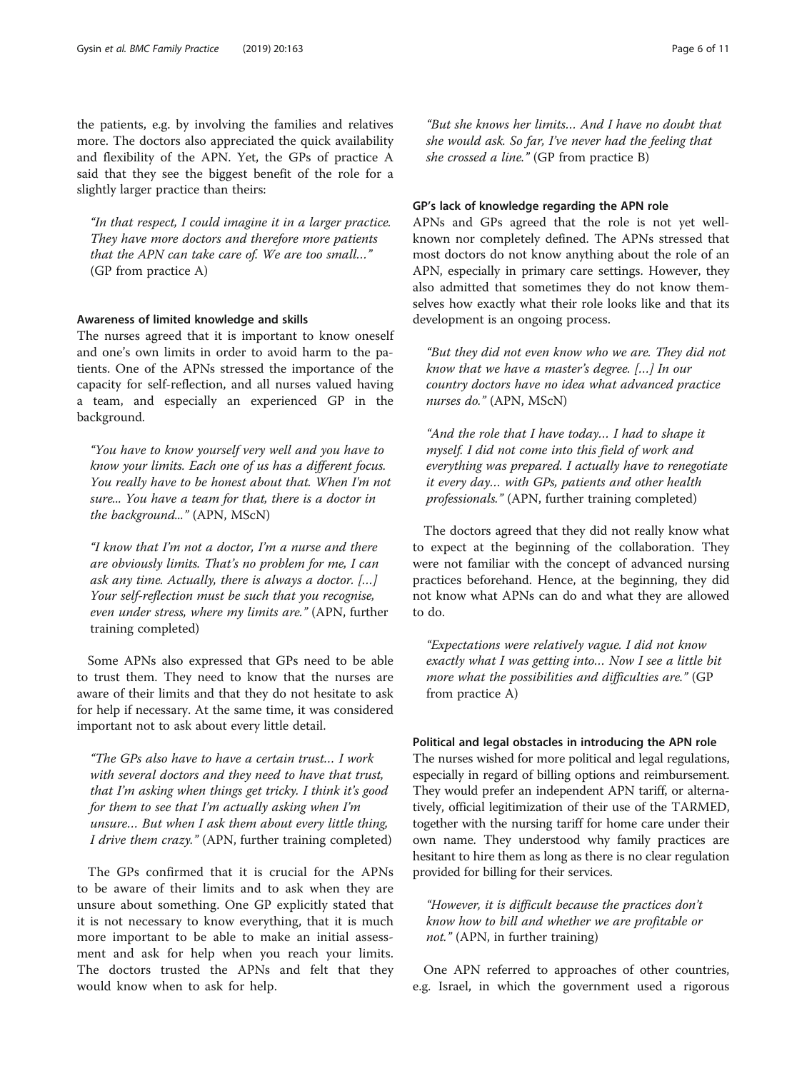the patients, e.g. by involving the families and relatives more. The doctors also appreciated the quick availability and flexibility of the APN. Yet, the GPs of practice A said that they see the biggest benefit of the role for a slightly larger practice than theirs:

> *"In that respect, I could imagine it in a larger practice. They have more doctors and therefore more patients that the APN can take care of. We are too small…"* (GP from practice A)

#### Awareness of limited knowledge and skills

The nurses agreed that it is important to know oneself and one's own limits in order to avoid harm to the patients. One of the APNs stressed the importance of the capacity for self-reflection, and all nurses valued having a team, and especially an experienced GP in the background.

> *"You have to know yourself very well and you have to know your limits. Each one of us has a different focus. You really have to be honest about that. When I'm not sure... You have a team for that, there is a doctor in the background..."* (APN, MScN)

> *"I know that I'm not a doctor, I'm a nurse and there are obviously limits. That's no problem for me, I can ask any time. Actually, there is always a doctor. […] Your self-reflection must be such that you recognise, even under stress, where my limits are."* (APN, further training completed)

Some APNs also expressed that GPs need to be able to trust them. They need to know that the nurses are aware of their limits and that they do not hesitate to ask for help if necessary. At the same time, it was considered important not to ask about every little detail.

> *"The GPs also have to have a certain trust… I work with several doctors and they need to have that trust, that I'm asking when things get tricky. I think it's good for them to see that I'm actually asking when I'm unsure… But when I ask them about every little thing, I drive them crazy."* (APN, further training completed)

The GPs confirmed that it is crucial for the APNs to be aware of their limits and to ask when they are unsure about something. One GP explicitly stated that it is not necessary to know everything, that it is much more important to be able to make an initial assessment and ask for help when you reach your limits. The doctors trusted the APNs and felt that they would know when to ask for help.

> *"But she knows her limits… And I have no doubt that she would ask. So far, I've never had the feeling that she crossed a line."* (GP from practice B)

#### GP's lack of knowledge regarding the APN role

APNs and GPs agreed that the role is not yet well-known nor completely defined. The APNs stressed that most doctors do not know anything about the role of an APN, especially in primary care settings. However, they also admitted that sometimes they do not know themselves how exactly what their role looks like and that its development is an ongoing process.

> *"But they did not even know who we are. They did not know that we have a master's degree. […] In our country doctors have no idea what advanced practice nurses do."* (APN, MScN)

> *"And the role that I have today… I had to shape it myself. I did not come into this field of work and everything was prepared. I actually have to renegotiate it every day… with GPs, patients and other health professionals."* (APN, further training completed)

The doctors agreed that they did not really know what to expect at the beginning of the collaboration. They were not familiar with the concept of advanced nursing practices beforehand. Hence, at the beginning, they did not know what APNs can do and what they are allowed to do.

> *"Expectations were relatively vague. I did not know exactly what I was getting into… Now I see a little bit more what the possibilities and difficulties are."* (GP from practice A)

#### Political and legal obstacles in introducing the APN role

The nurses wished for more political and legal regulations, especially in regard of billing options and reimbursement. They would prefer an independent APN tariff, or alternatively, official legitimization of their use of the TARMED, together with the nursing tariff for home care under their own name. They understood why family practices are hesitant to hire them as long as there is no clear regulation provided for billing for their services.

> *"However, it is difficult because the practices don't know how to bill and whether we are profitable or not."* (APN, in further training)

One APN referred to approaches of other countries, e.g. Israel, in which the government used a rigorous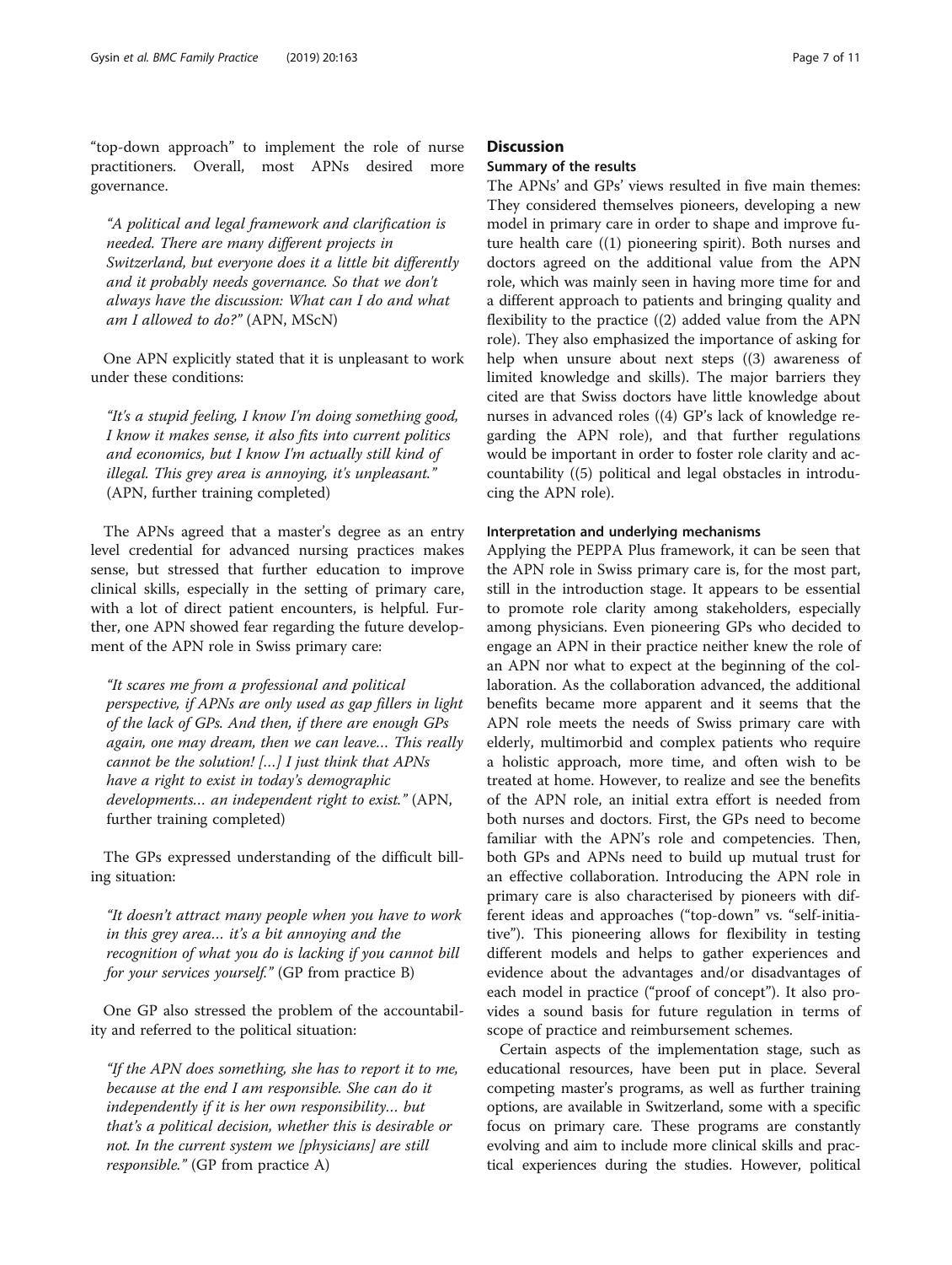"top-down approach" to implement the role of nurse practitioners. Overall, most APNs desired more governance.

> *"A political and legal framework and clarification is needed. There are many different projects in Switzerland, but everyone does it a little bit differently and it probably needs governance. So that we don't always have the discussion: What can I do and what am I allowed to do?"* (APN, MScN)

One APN explicitly stated that it is unpleasant to work under these conditions:

> *"It's a stupid feeling, I know I'm doing something good, I know it makes sense, it also fits into current politics and economics, but I know I'm actually still kind of illegal. This grey area is annoying, it's unpleasant."* (APN, further training completed)

The APNs agreed that a master's degree as an entry level credential for advanced nursing practices makes sense, but stressed that further education to improve clinical skills, especially in the setting of primary care, with a lot of direct patient encounters, is helpful. Further, one APN showed fear regarding the future development of the APN role in Swiss primary care:

> *"It scares me from a professional and political perspective, if APNs are only used as gap fillers in light of the lack of GPs. And then, if there are enough GPs again, one may dream, then we can leave… This really cannot be the solution! […] I just think that APNs have a right to exist in today's demographic developments… an independent right to exist."* (APN, further training completed)

The GPs expressed understanding of the difficult billing situation:

> *"It doesn't attract many people when you have to work in this grey area… it's a bit annoying and the recognition of what you do is lacking if you cannot bill for your services yourself."* (GP from practice B)

One GP also stressed the problem of the accountability and referred to the political situation:

> *"If the APN does something, she has to report it to me, because at the end I am responsible. She can do it independently if it is her own responsibility… but that's a political decision, whether this is desirable or not. In the current system we [physicians] are still responsible."* (GP from practice A)

## Discussion

### Summary of the results

The APNs' and GPs' views resulted in five main themes: They considered themselves pioneers, developing a new model in primary care in order to shape and improve future health care ((1) pioneering spirit). Both nurses and doctors agreed on the additional value from the APN role, which was mainly seen in having more time for and a different approach to patients and bringing quality and flexibility to the practice ((2) added value from the APN role). They also emphasized the importance of asking for help when unsure about next steps ((3) awareness of limited knowledge and skills). The major barriers they cited are that Swiss doctors have little knowledge about nurses in advanced roles ((4) GP's lack of knowledge regarding the APN role), and that further regulations would be important in order to foster role clarity and accountability ((5) political and legal obstacles in introducing the APN role).

### Interpretation and underlying mechanisms

Applying the PEPPA Plus framework, it can be seen that the APN role in Swiss primary care is, for the most part, still in the introduction stage. It appears to be essential to promote role clarity among stakeholders, especially among physicians. Even pioneering GPs who decided to engage an APN in their practice neither knew the role of an APN nor what to expect at the beginning of the collaboration. As the collaboration advanced, the additional benefits became more apparent and it seems that the APN role meets the needs of Swiss primary care with elderly, multimorbid and complex patients who require a holistic approach, more time, and often wish to be treated at home. However, to realize and see the benefits of the APN role, an initial extra effort is needed from both nurses and doctors. First, the GPs need to become familiar with the APN's role and competencies. Then, both GPs and APNs need to build up mutual trust for an effective collaboration. Introducing the APN role in primary care is also characterised by pioneers with different ideas and approaches ("top-down" vs. "self-initiative"). This pioneering allows for flexibility in testing different models and helps to gather experiences and evidence about the advantages and/or disadvantages of each model in practice ("proof of concept"). It also provides a sound basis for future regulation in terms of scope of practice and reimbursement schemes.

Certain aspects of the implementation stage, such as educational resources, have been put in place. Several competing master's programs, as well as further training options, are available in Switzerland, some with a specific focus on primary care. These programs are constantly evolving and aim to include more clinical skills and practical experiences during the studies. However, political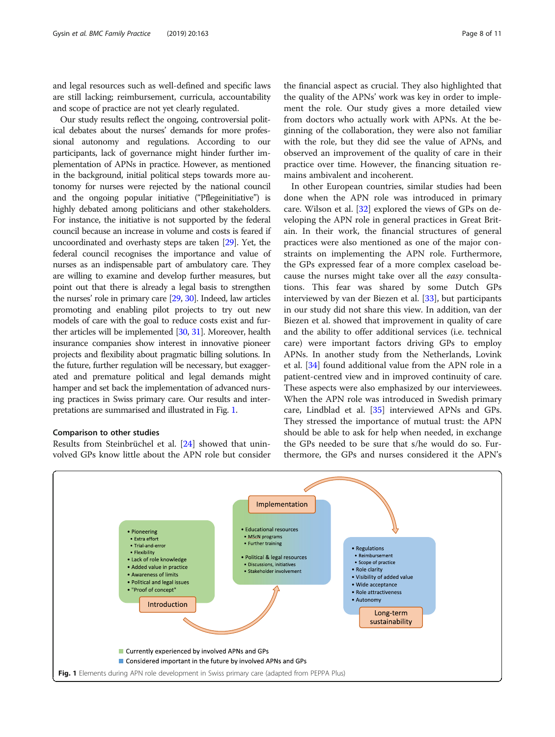and legal resources such as well-defined and specific laws are still lacking; reimbursement, curricula, accountability and scope of practice are not yet clearly regulated.

Our study results reflect the ongoing, controversial political debates about the nurses' demands for more professional autonomy and regulations. According to our participants, lack of governance might hinder further implementation of APNs in practice. However, as mentioned in the background, initial political steps towards more autonomy for nurses were rejected by the national council and the ongoing popular initiative ("Pflegeinitiative") is highly debated among politicians and other stakeholders. For instance, the initiative is not supported by the federal council because an increase in volume and costs is feared if uncoordinated and overhasty steps are taken [29]. Yet, the federal council recognises the importance and value of nurses as an indispensable part of ambulatory care. They are willing to examine and develop further measures, but point out that there is already a legal basis to strengthen the nurses' role in primary care [29, 30]. Indeed, law articles promoting and enabling pilot projects to try out new models of care with the goal to reduce costs exist and further articles will be implemented [30, 31]. Moreover, health insurance companies show interest in innovative pioneer projects and flexibility about pragmatic billing solutions. In the future, further regulation will be necessary, but exaggerated and premature political and legal demands might hamper and set back the implementation of advanced nursing practices in Swiss primary care. Our results and interpretations are summarised and illustrated in Fig. 1.

### Comparison to other studies

Results from Steinbrüchel et al. [24] showed that uninvolved GPs know little about the APN role but consider the financial aspect as crucial. They also highlighted that the quality of the APNs' work was key in order to implement the role. Our study gives a more detailed view from doctors who actually work with APNs. At the beginning of the collaboration, they were also not familiar with the role, but they did see the value of APNs, and observed an improvement of the quality of care in their practice over time. However, the financing situation remains ambivalent and incoherent.

In other European countries, similar studies had been done when the APN role was introduced in primary care. Wilson et al. [32] explored the views of GPs on developing the APN role in general practices in Great Britain. In their work, the financial structures of general practices were also mentioned as one of the major constraints on implementing the APN role. Furthermore, the GPs expressed fear of a more complex caseload because the nurses might take over all the *easy* consultations. This fear was shared by some Dutch GPs interviewed by van der Biezen et al. [33], but participants in our study did not share this view. In addition, van der Biezen et al. showed that improvement in quality of care and the ability to offer additional services (i.e. technical care) were important factors driving GPs to employ APNs. In another study from the Netherlands, Lovink et al. [34] found additional value from the APN role in a patient-centred view and in improved continuity of care. These aspects were also emphasized by our interviewees. When the APN role was introduced in Swedish primary care, Lindblad et al. [35] interviewed APNs and GPs. They stressed the importance of mutual trust: the APN should be able to ask for help when needed, in exchange the GPs needed to be sure that s/he would do so. Furthermore, the GPs and nurses considered it the APN's

**Introduction**
- Pioneering
  - Extra effort
  - Trial-and-error
  - Flexibility
- Lack of role knowledge
- Added value in practice
- Awareness of limits
- Political and legal issues
- "Proof of concept"

**Implementation**
- Educational resources
  - MScN programs
  - Further training
- Political & legal resources
  - Discussions, initiatives
  - Stakeholder involvement

**Long-term sustainability**
- Regulations
  - Reimbursement
  - Scope of practice
- Role clarity
- Visibility of added value
- Wide acceptance
- Role attractiveness
- Autonomy

Currently experienced by involved APNs and GPs
Considered important in the future by involved APNs and GPs

**Fig. 1** Elements during APN role development in Swiss primary care (adapted from PEPPA Plus)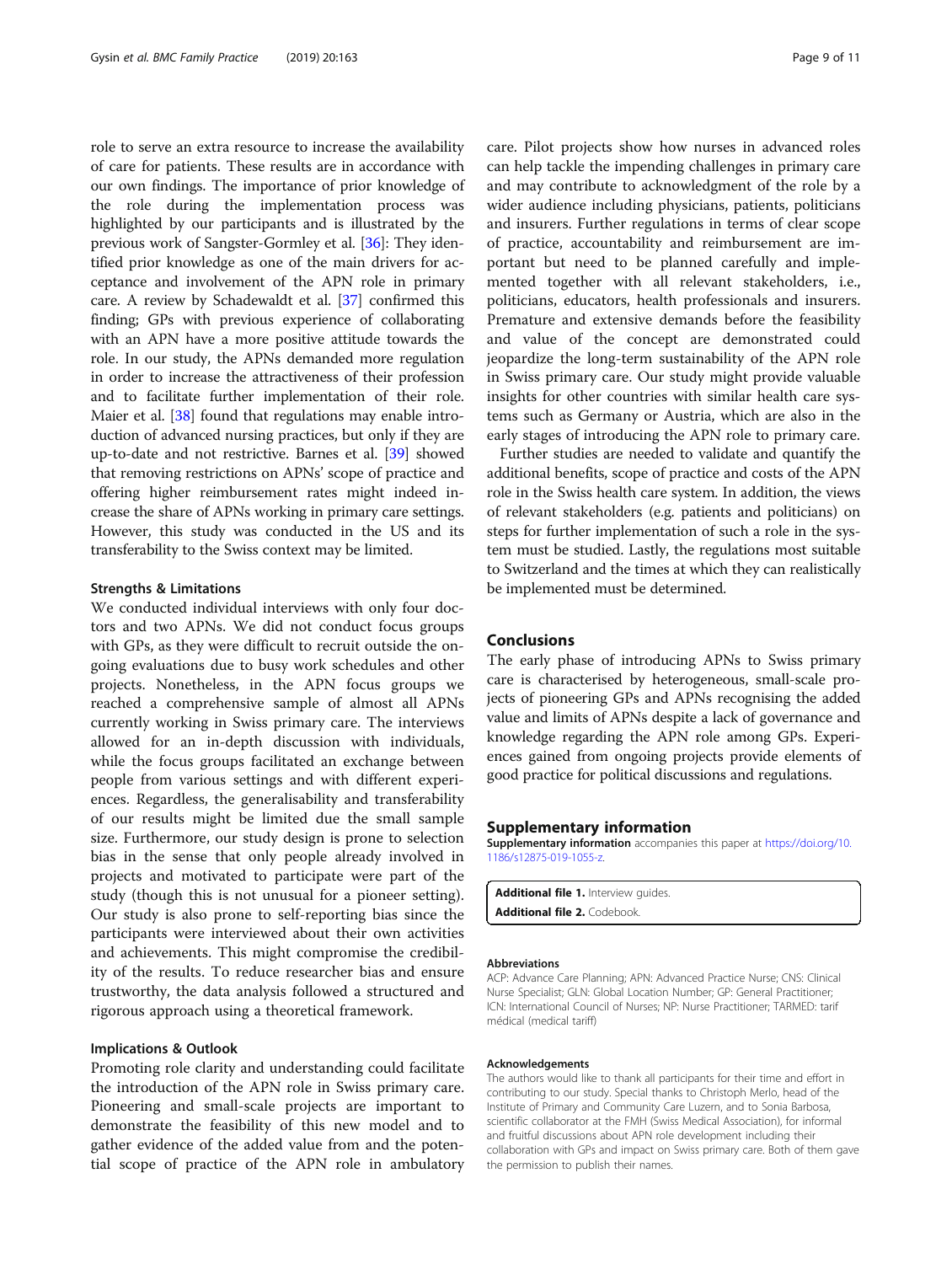role to serve an extra resource to increase the availability of care for patients. These results are in accordance with our own findings. The importance of prior knowledge of the role during the implementation process was highlighted by our participants and is illustrated by the previous work of Sangster-Gormley et al. [36]: They identified prior knowledge as one of the main drivers for acceptance and involvement of the APN role in primary care. A review by Schadewaldt et al. [37] confirmed this finding; GPs with previous experience of collaborating with an APN have a more positive attitude towards the role. In our study, the APNs demanded more regulation in order to increase the attractiveness of their profession and to facilitate further implementation of their role. Maier et al. [38] found that regulations may enable introduction of advanced nursing practices, but only if they are up-to-date and not restrictive. Barnes et al. [39] showed that removing restrictions on APNs' scope of practice and offering higher reimbursement rates might indeed increase the share of APNs working in primary care settings. However, this study was conducted in the US and its transferability to the Swiss context may be limited.

### Strengths & Limitations

We conducted individual interviews with only four doctors and two APNs. We did not conduct focus groups with GPs, as they were difficult to recruit outside the ongoing evaluations due to busy work schedules and other projects. Nonetheless, in the APN focus groups we reached a comprehensive sample of almost all APNs currently working in Swiss primary care. The interviews allowed for an in-depth discussion with individuals, while the focus groups facilitated an exchange between people from various settings and with different experiences. Regardless, the generalisability and transferability of our results might be limited due the small sample size. Furthermore, our study design is prone to selection bias in the sense that only people already involved in projects and motivated to participate were part of the study (though this is not unusual for a pioneer setting). Our study is also prone to self-reporting bias since the participants were interviewed about their own activities and achievements. This might compromise the credibility of the results. To reduce researcher bias and ensure trustworthy, the data analysis followed a structured and rigorous approach using a theoretical framework.

### Implications & Outlook

Promoting role clarity and understanding could facilitate the introduction of the APN role in Swiss primary care. Pioneering and small-scale projects are important to demonstrate the feasibility of this new model and to gather evidence of the added value from and the potential scope of practice of the APN role in ambulatory care. Pilot projects show how nurses in advanced roles can help tackle the impending challenges in primary care and may contribute to acknowledgment of the role by a wider audience including physicians, patients, politicians and insurers. Further regulations in terms of clear scope of practice, accountability and reimbursement are important but need to be planned carefully and implemented together with all relevant stakeholders, i.e., politicians, educators, health professionals and insurers. Premature and extensive demands before the feasibility and value of the concept are demonstrated could jeopardize the long-term sustainability of the APN role in Swiss primary care. Our study might provide valuable insights for other countries with similar health care systems such as Germany or Austria, which are also in the early stages of introducing the APN role to primary care.

Further studies are needed to validate and quantify the additional benefits, scope of practice and costs of the APN role in the Swiss health care system. In addition, the views of relevant stakeholders (e.g. patients and politicians) on steps for further implementation of such a role in the system must be studied. Lastly, the regulations most suitable to Switzerland and the times at which they can realistically be implemented must be determined.

## Conclusions

The early phase of introducing APNs to Swiss primary care is characterised by heterogeneous, small-scale projects of pioneering GPs and APNs recognising the added value and limits of APNs despite a lack of governance and knowledge regarding the APN role among GPs. Experiences gained from ongoing projects provide elements of good practice for political discussions and regulations.

## Supplementary information

**Supplementary information** accompanies this paper at https://doi.org/10.1186/s12875-019-1055-z.

**Additional file 1.** Interview guides.
**Additional file 2.** Codebook.

#### Abbreviations

ACP: Advance Care Planning; APN: Advanced Practice Nurse; CNS: Clinical Nurse Specialist; GLN: Global Location Number; GP: General Practitioner; ICN: International Council of Nurses; NP: Nurse Practitioner; TARMED: tarif médical (medical tariff)

#### Acknowledgements

The authors would like to thank all participants for their time and effort in contributing to our study. Special thanks to Christoph Merlo, head of the Institute of Primary and Community Care Luzern, and to Sonia Barbosa, scientific collaborator at the FMH (Swiss Medical Association), for informal and fruitful discussions about APN role development including their collaboration with GPs and impact on Swiss primary care. Both of them gave the permission to publish their names.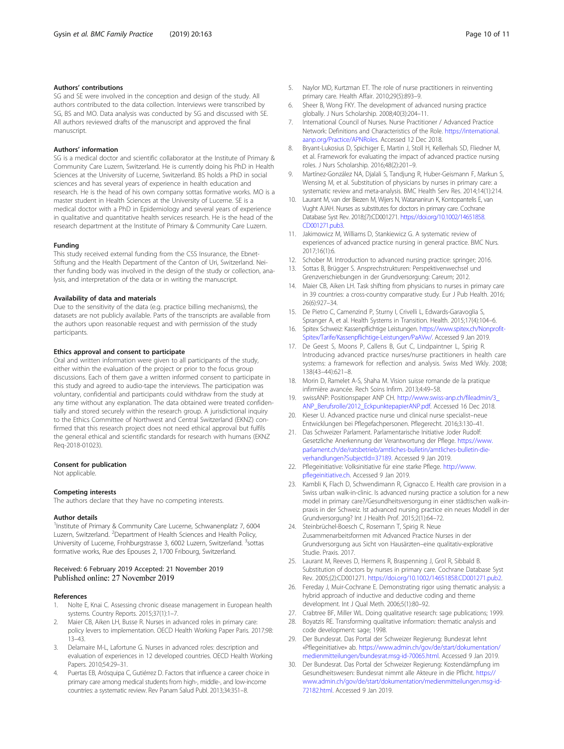### Authors' contributions

SG and SE were involved in the conception and design of the study. All authors contributed to the data collection. Interviews were transcribed by SG, BS and MO. Data analysis was conducted by SG and discussed with SE. All authors reviewed drafts of the manuscript and approved the final manuscript.

### Authors' information

SG is a medical doctor and scientific collaborator at the Institute of Primary & Community Care Luzern, Switzerland. He is currently doing his PhD in Health Sciences at the University of Lucerne, Switzerland. BS holds a PhD in social sciences and has several years of experience in health education and research. He is the head of his own company sottas formative works. MO is a master student in Health Sciences at the University of Lucerne. SE is a medical doctor with a PhD in Epidemiology and several years of experience in qualitative and quantitative health services research. He is the head of the research department at the Institute of Primary & Community Care Luzern.

### Funding

This study received external funding from the CSS Insurance, the Ebnet-Stiftung and the Health Department of the Canton of Uri, Switzerland. Neither funding body was involved in the design of the study or collection, analysis, and interpretation of the data or in writing the manuscript.

### Availability of data and materials

Due to the sensitivity of the data (e.g. practice billing mechanisms), the datasets are not publicly available. Parts of the transcripts are available from the authors upon reasonable request and with permission of the study participants.

### Ethics approval and consent to participate

Oral and written information were given to all participants of the study, either within the evaluation of the project or prior to the focus group discussions. Each of them gave a written informed consent to participate in this study and agreed to audio-tape the interviews. The participation was voluntary, confidential and participants could withdraw from the study at any time without any explanation. The data obtained were treated confidentially and stored securely within the research group. A jurisdictional inquiry to the Ethics Committee of Northwest and Central Switzerland (EKNZ) confirmed that this research project does not need ethical approval but fulfils the general ethical and scientific standards for research with humans (EKNZ Req-2018-01023).

### Consent for publication

Not applicable.

### Competing interests

The authors declare that they have no competing interests.

### Author details

[1]Institute of Primary & Community Care Lucerne, Schwanenplatz 7, 6004 Luzern, Switzerland. [2]Department of Health Sciences and Health Policy, University of Lucerne, Frohburgstrasse 3, 6002 Luzern, Switzerland. [3]sottas formative works, Rue des Epouses 2, 1700 Fribourg, Switzerland.

Received: 6 February 2019 Accepted: 21 November 2019
Published online: 27 November 2019

### References

1. Nolte E, Knai C. Assessing chronic disease management in European health systems. Country Reports. 2015;37(1):1–7.
2. Maier CB, Aiken LH, Busse R. Nurses in advanced roles in primary care: policy levers to implementation. OECD Health Working Paper Paris. 2017;98: 13–43.
3. Delamaire M-L, Lafortune G. Nurses in advanced roles: description and evaluation of experiences in 12 developed countries. OECD Health Working Papers. 2010;54:29–31.
4. Puertas EB, Arósquipa C, Gutiérrez D. Factors that influence a career choice in primary care among medical students from high-, middle-, and low-income countries: a systematic review. Rev Panam Salud Publ. 2013;34:351–8.
5. Naylor MD, Kurtzman ET. The role of nurse practitioners in reinventing primary care. Health Affair. 2010;29(5):893–9.
6. Sheer B, Wong FKY. The development of advanced nursing practice globally. J Nurs Scholarship. 2008;40(3):204–11.
7. International Council of Nurses. Nurse Practitioner / Advanced Practice Network: Definitions and Characteristics of the Role. https://international.aanp.org/Practice/APNRoles. Accessed 12 Dec 2018.
8. Bryant-Lukosius D, Spichiger E, Martin J, Stoll H, Kellerhals SD, Fliedner M, et al. Framework for evaluating the impact of advanced practice nursing roles. J Nurs Scholarship. 2016;48(2):201–9.
9. Martínez-González NA, Djalali S, Tandjung R, Huber-Geismann F, Markun S, Wensing M, et al. Substitution of physicians by nurses in primary care: a systematic review and meta-analysis. BMC Health Serv Res. 2014;14(1):214.
10. Laurant M, van der Biezen M, Wijers N, Watananirun K, Kontopantelis E, van Vught AJAH. Nurses as substitutes for doctors in primary care. Cochrane Database Syst Rev. 2018;(7):CD001271. https://doi.org/10.1002/14651858.CD001271.pub3.
11. Jakimowicz M, Williams D, Stankiewicz G. A systematic review of experiences of advanced practice nursing in general practice. BMC Nurs. 2017;16(1):6.
12. Schober M. Introduction to advanced nursing practice: springer; 2016.
13. Sottas B, Brügger S. Ansprechstrukturen: Perspektivenwechsel und Grenzverschiebungen in der Grundversorgung: Careum; 2012.
14. Maier CB, Aiken LH. Task shifting from physicians to nurses in primary care in 39 countries: a cross-country comparative study. Eur J Pub Health. 2016; 26(6):927–34.
15. De Pietro C, Camenzind P, Sturny I, Crivelli L, Edwards-Garavoglia S, Spranger A, et al. Health Systems in Transition. Health. 2015;17(4):104–6.
16. Spitex Schweiz: Kassenpflichtige Leistungen. https://www.spitex.ch/Nonprofit-Spitex/Tarife/Kassenpflichtige-Leistungen/PaAVw/. Accessed 9 Jan 2019.
17. De Geest S, Moons P, Callens B, Gut C, Lindpaintner L, Spirig R. Introducing advanced practice nurses/nurse practitioners in health care systems: a framework for reflection and analysis. Swiss Med Wkly. 2008; 138(43–44):621–8.
18. Morin D, Ramelet A-S, Shaha M. Vision suisse romande de la pratique infirmière avancée. Rech Soins Infirm. 2013;4:49–58.
19. swissANP: Positionspaper ANP CH. http://www.swiss-anp.ch/fileadmin/3_ANP_Berufsrolle/2012_EckpunktepapierANP.pdf. Accessed 16 Dec 2018.
20. Kieser U. Advanced practice nurse und clinical nurse specialist–neue Entwicklungen bei Pflegefachpersonen. Pflegerecht. 2016;3:130–41.
21. Das Schweizer Parlament. Parlamentarische Initiative Joder Rudolf: Gesetzliche Anerkennung der Verantwortung der Pflege. https://www.parlament.ch/de/ratsbetrieb/amtliches-bulletin/amtliches-bulletin-die-verhandlungen?SubjectId=37189. Accessed 9 Jan 2019.
22. Pflegeinitiative: Volksinitiative für eine starke Pflege. http://www.pflegeinitiative.ch. Accessed 9 Jan 2019.
23. Kambli K, Flach D, Schwendimann R, Cignacco E. Health care provision in a Swiss urban walk-in-clinic. Is advanced nursing practice a solution for a new model in primary care?/Gesundheitsversorgung in einer städtischen walk-in-praxis in der Schweiz. Ist advanced nursing practice ein neues Modell in der Grundversorgung? Int J Health Prof. 2015;2(1):64–72.
24. Steinbrüchel-Boesch C, Rosemann T, Spirig R. Neue Zusammenarbeitsformen mit Advanced Practice Nurses in der Grundversorgung aus Sicht von Hausärzten–eine qualitativ-explorative Studie. Praxis. 2017.
25. Laurant M, Reeves D, Hermens R, Braspenning J, Grol R, Sibbald B. Substitution of doctors by nurses in primary care. Cochrane Database Syst Rev. 2005;(2):CD001271. https://doi.org/10.1002/14651858.CD001271.pub2.
26. Fereday J, Muir-Cochrane E. Demonstrating rigor using thematic analysis: a hybrid approach of inductive and deductive coding and theme development. Int J Qual Meth. 2006;5(1):80–92.
27. Crabtree BF, Miller WL. Doing qualitative research: sage publications; 1999.
28. Boyatzis RE. Transforming qualitative information: thematic analysis and code development: sage; 1998.
29. Der Bundesrat. Das Portal der Schweizer Regierung: Bundesrat lehnt «Pflegeinitiative» ab. https://www.admin.ch/gov/de/start/dokumentation/medienmitteilungen/bundesrat.msg-id-70065.html. Accessed 9 Jan 2019.
30. Der Bundesrat. Das Portal der Schweizer Regierung: Kostendämpfung im Gesundheitswesen: Bundesrat nimmt alle Akteure in die Pflicht. https://www.admin.ch/gov/de/start/dokumentation/medienmitteilungen.msg-id-72182.html. Accessed 9 Jan 2019.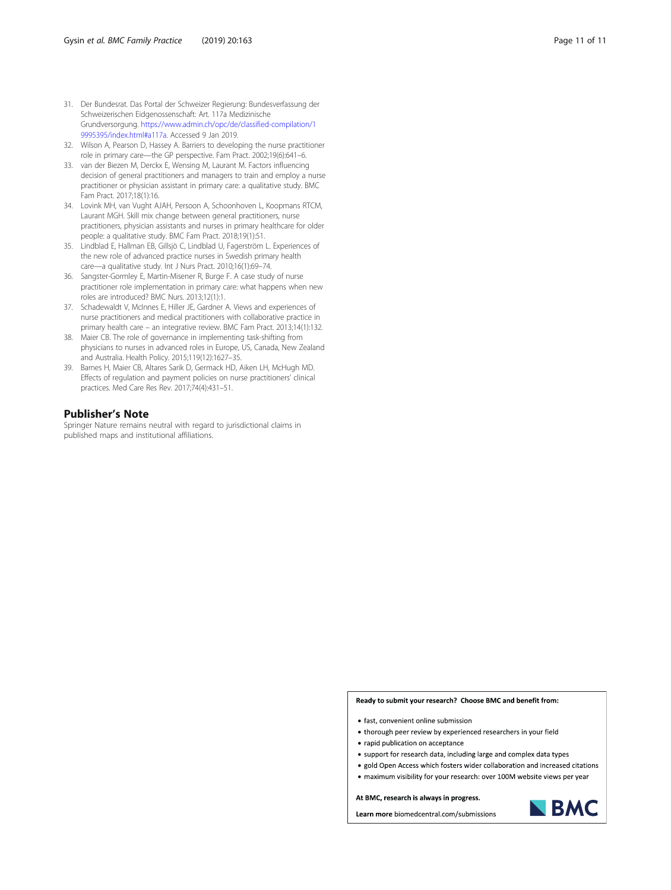31. Der Bundesrat. Das Portal der Schweizer Regierung: Bundesverfassung der Schweizerischen Eidgenossenschaft: Art. 117a Medizinische Grundversorgung. https://www.admin.ch/opc/de/classified-compilation/19995395/index.html#a117a. Accessed 9 Jan 2019.
32. Wilson A, Pearson D, Hassey A. Barriers to developing the nurse practitioner role in primary care—the GP perspective. Fam Pract. 2002;19(6):641–6.
33. van der Biezen M, Derckx E, Wensing M, Laurant M. Factors influencing decision of general practitioners and managers to train and employ a nurse practitioner or physician assistant in primary care: a qualitative study. BMC Fam Pract. 2017;18(1):16.
34. Lovink MH, van Vught AJAH, Persoon A, Schoonhoven L, Koopmans RTCM, Laurant MGH. Skill mix change between general practitioners, nurse practitioners, physician assistants and nurses in primary healthcare for older people: a qualitative study. BMC Fam Pract. 2018;19(1):51.
35. Lindblad E, Hallman EB, Gillsjö C, Lindblad U, Fagerström L. Experiences of the new role of advanced practice nurses in Swedish primary health care—a qualitative study. Int J Nurs Pract. 2010;16(1):69–74.
36. Sangster-Gormley E, Martin-Misener R, Burge F. A case study of nurse practitioner role implementation in primary care: what happens when new roles are introduced? BMC Nurs. 2013;12(1):1.
37. Schadewaldt V, McInnes E, Hiller JE, Gardner A. Views and experiences of nurse practitioners and medical practitioners with collaborative practice in primary health care – an integrative review. BMC Fam Pract. 2013;14(1):132.
38. Maier CB. The role of governance in implementing task-shifting from physicians to nurses in advanced roles in Europe, US, Canada, New Zealand and Australia. Health Policy. 2015;119(12):1627–35.
39. Barnes H, Maier CB, Altares Sarik D, Germack HD, Aiken LH, McHugh MD. Effects of regulation and payment policies on nurse practitioners' clinical practices. Med Care Res Rev. 2017;74(4):431–51.

## Publisher's Note

Springer Nature remains neutral with regard to jurisdictional claims in published maps and institutional affiliations.

**Ready to submit your research? Choose BMC and benefit from:**

- fast, convenient online submission
- thorough peer review by experienced researchers in your field
- rapid publication on acceptance
- support for research data, including large and complex data types
- gold Open Access which fosters wider collaboration and increased citations
- maximum visibility for your research: over 100M website views per year

**At BMC, research is always in progress.**

**Learn more** biomedcentral.com/submissions

BMC